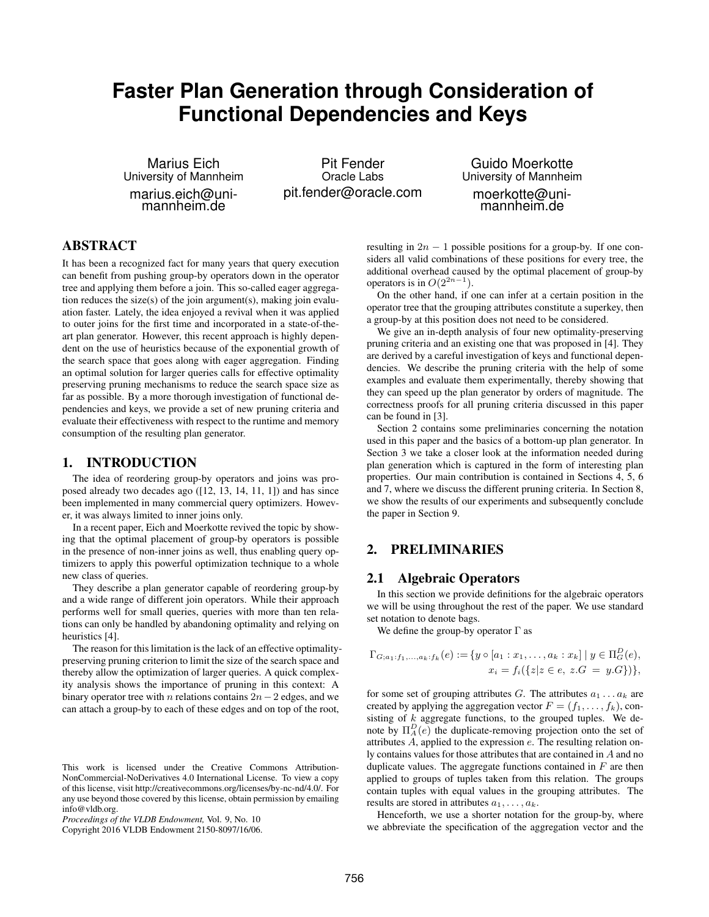# Faster Plan Generation through Consideration of Functional Dependencies and Keys

Marius Eich
University of Mannheim
marius.eich@uni-mannheim.de

Pit Fender
Oracle Labs
pit.fender@oracle.com

Guido Moerkotte
University of Mannheim
moerkotte@uni-mannheim.de

## ABSTRACT

It has been a recognized fact for many years that query execution can benefit from pushing group-by operators down in the operator tree and applying them before a join. This so-called eager aggregation reduces the size(s) of the join argument(s), making join evaluation faster. Lately, the idea enjoyed a revival when it was applied to outer joins for the first time and incorporated in a state-of-the-art plan generator. However, this recent approach is highly dependent on the use of heuristics because of the exponential growth of the search space that goes along with eager aggregation. Finding an optimal solution for larger queries calls for effective optimality preserving pruning mechanisms to reduce the search space size as far as possible. By a more thorough investigation of functional dependencies and keys, we provide a set of new pruning criteria and evaluate their effectiveness with respect to the runtime and memory consumption of the resulting plan generator.

## 1. INTRODUCTION

The idea of reordering group-by operators and joins was proposed already two decades ago ([12, 13, 14, 11, 1]) and has since been implemented in many commercial query optimizers. However, it was always limited to inner joins only.

In a recent paper, Eich and Moerkotte revived the topic by showing that the optimal placement of group-by operators is possible in the presence of non-inner joins as well, thus enabling query optimizers to apply this powerful optimization technique to a whole new class of queries.

They describe a plan generator capable of reordering group-by and a wide range of different join operators. While their approach performs well for small queries, queries with more than ten relations can only be handled by abandoning optimality and relying on heuristics [4].

The reason for this limitation is the lack of an effective optimality-preserving pruning criterion to limit the size of the search space and thereby allow the optimization of larger queries. A quick complexity analysis shows the importance of pruning in this context: A binary operator tree with $n$ relations contains $2n-2$ edges, and we can attach a group-by to each of these edges and on top of the root, resulting in $2n-1$ possible positions for a group-by. If one considers all valid combinations of these positions for every tree, the additional overhead caused by the optimal placement of group-by operators is in $O(2^{2n-1})$.

On the other hand, if one can infer at a certain position in the operator tree that the grouping attributes constitute a superkey, then a group-by at this position does not need to be considered.

We give an in-depth analysis of four new optimality-preserving pruning criteria and an existing one that was proposed in [4]. They are derived by a careful investigation of keys and functional dependencies. We describe the pruning criteria with the help of some examples and evaluate them experimentally, thereby showing that they can speed up the plan generator by orders of magnitude. The correctness proofs for all pruning criteria discussed in this paper can be found in [3].

Section 2 contains some preliminaries concerning the notation used in this paper and the basics of a bottom-up plan generator. In Section 3 we take a closer look at the information needed during plan generation which is captured in the form of interesting plan properties. Our main contribution is contained in Sections 4, 5, 6 and 7, where we discuss the different pruning criteria. In Section 8, we show the results of our experiments and subsequently conclude the paper in Section 9.

## 2. PRELIMINARIES

### 2.1 Algebraic Operators

In this section we provide definitions for the algebraic operators we will be using throughout the rest of the paper. We use standard set notation to denote bags.

We define the group-by operator $\Gamma$ as

$$\Gamma_{G;a_1:f_1,\ldots,a_k:f_k}(e) := \{y \circ [a_1 : x_1, \ldots, a_k : x_k] \mid y \in \Pi^D_G(e), x_i = f_i(\{z | z \in e,\ z.G\ =\ y.G\})\},$$

for some set of grouping attributes $G$. The attributes $a_1 \ldots a_k$ are created by applying the aggregation vector $F = (f_1, \ldots, f_k)$, consisting of $k$ aggregate functions, to the grouped tuples. We denote by $\Pi^D_A(e)$ the duplicate-removing projection onto the set of attributes $A$, applied to the expression $e$. The resulting relation only contains values for those attributes that are contained in $A$ and no duplicate values. The aggregate functions contained in $F$ are then applied to groups of tuples taken from this relation. The groups contain tuples with equal values in the grouping attributes. The results are stored in attributes $a_1, \ldots, a_k$.

Henceforth, we use a shorter notation for the group-by, where we abbreviate the specification of the aggregation vector and the

This work is licensed under the Creative Commons Attribution-NonCommercial-NoDerivatives 4.0 International License. To view a copy of this license, visit http://creativecommons.org/licenses/by-nc-nd/4.0/. For any use beyond those covered by this license, obtain permission by emailing info@vldb.org.
*Proceedings of the VLDB Endowment,* Vol. 9, No. 10
Copyright 2016 VLDB Endowment 2150-8097/16/06.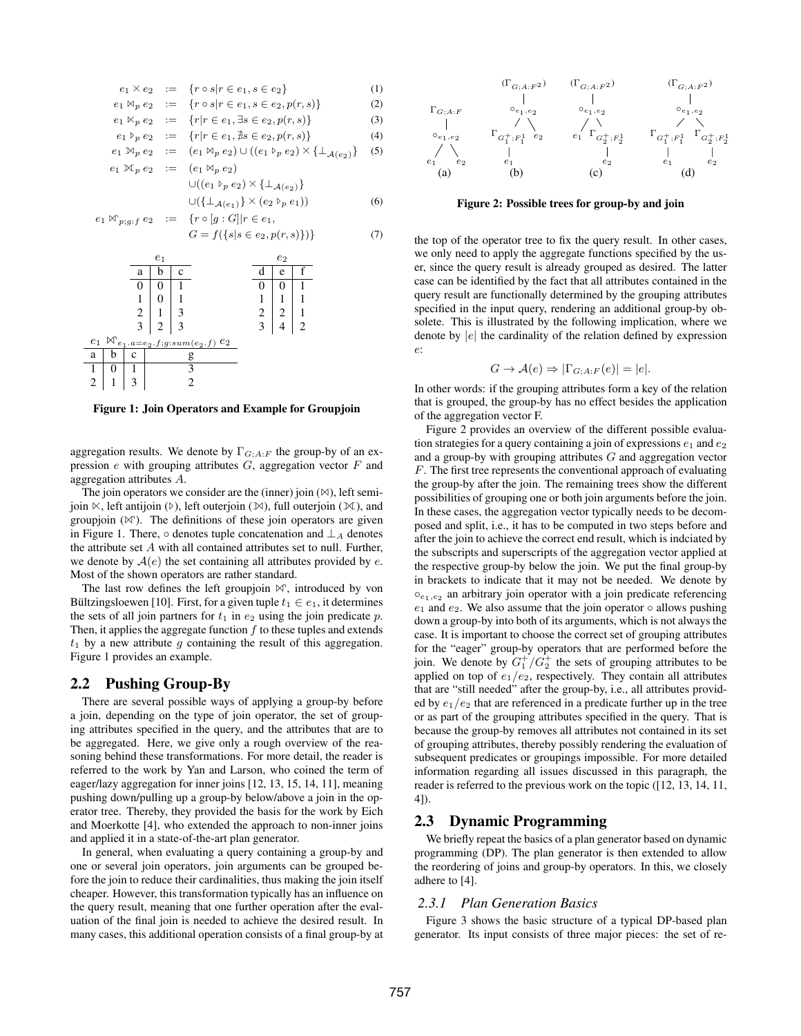$$e_1 \times e_2 \quad := \quad \{r \circ s | r \in e_1, s \in e_2\} \tag{1}$$

$$e_1 \bowtie_p e_2 \quad := \quad \{r \circ s | r \in e_1, s \in e_2, p(r,s)\} \tag{2}$$

$$e_1 \ltimes_p e_2 \quad := \quad \{r | r \in e_1, \exists s \in e_2, p(r,s)\} \tag{3}$$

$$e_1 \triangleright_p e_2 \quad := \quad \{r | r \in e_1, \nexists s \in e_2, p(r,s)\} \tag{4}$$

$$e_1 ⟕_p e_2 \quad := \quad (e_1 \bowtie_p e_2) \cup ((e_1 \triangleright_p e_2) \times \{\perp_{\mathcal{A}(e_2)}\} \tag{5}$$

$$\begin{aligned} e_1 ⟗_p e_2 \quad := \quad & (e_1 \bowtie_p e_2) \\ & \cup ((e_1 \triangleright_p e_2) \times \{\perp_{\mathcal{A}(e_2)}\} \\ & \cup (\{\perp_{\mathcal{A}(e_1)}\} \times (e_2 \triangleright_p e_1)) \end{aligned} \tag{6}$$

$$\begin{aligned} e_1 \bowtie_{p;g:f} e_2 \quad := \quad & \{r \circ [g : G] | r \in e_1, \\ & G = f(\{s | s \in e_2, p(r,s)\})\} \end{aligned} \tag{7}$$

$e_1$

| a | b | c |
|---|---|---|
| 0 | 0 | 1 |
| 1 | 0 | 1 |
| 2 | 1 | 3 |
| 3 | 2 | 3 |

$e_2$

| d | e | f |
|---|---|---|
| 0 | 0 | 1 |
| 1 | 1 | 1 |
| 2 | 2 | 1 |
| 3 | 4 | 2 |

$e_1 \bowtie_{e_1.a=e_2.f;g:sum(e_2.f)} e_2$

| a | b | c | g |
|---|---|---|---|
| 1 | 0 | 1 | 3 |
| 2 | 1 | 3 | 2 |

**Figure 1: Join Operators and Example for Groupjoin**

aggregation results. We denote by $\Gamma_{G;A:F}$ the group-by of an expression $e$ with grouping attributes $G$, aggregation vector $F$ and aggregation attributes $A$.

The join operators we consider are the (inner) join ($\bowtie$), left semijoin $\ltimes$, left antijoin ($\triangleright$), left outerjoin (⟕), full outerjoin (⟗), and groupjoin ($\bowtie$). The definitions of these join operators are given in Figure 1. There, $\circ$ denotes tuple concatenation and $\perp_A$ denotes the attribute set $A$ with all contained attributes set to null. Further, we denote by $\mathcal{A}(e)$ the set containing all attributes provided by $e$. Most of the shown operators are rather standard.

The last row defines the left groupjoin $\bowtie$, introduced by von Bültzingsloewen [10]. First, for a given tuple $t_1 \in e_1$, it determines the sets of all join partners for $t_1$ in $e_2$ using the join predicate $p$. Then, it applies the aggregate function $f$ to these tuples and extends $t_1$ by a new attribute $g$ containing the result of this aggregation. Figure 1 provides an example.

## 2.2 Pushing Group-By

There are several possible ways of applying a group-by before a join, depending on the type of join operator, the set of grouping attributes specified in the query, and the attributes that are to be aggregated. Here, we give only a rough overview of the reasoning behind these transformations. For more detail, the reader is referred to the work by Yan and Larson, who coined the term of eager/lazy aggregation for inner joins [12, 13, 15, 14, 11], meaning pushing down/pulling up a group-by below/above a join in the operator tree. Thereby, they provided the basis for the work by Eich and Moerkotte [4], who extended the approach to non-inner joins and applied it in a state-of-the-art plan generator.

In general, when evaluating a query containing a group-by and one or several join operators, join arguments can be grouped before the join to reduce their cardinalities, thus making the join itself cheaper. However, this transformation typically has an influence on the query result, meaning that one further operation after the evaluation of the final join is needed to achieve the desired result. In many cases, this additional operation consists of a final group-by at

**Figure 2: Possible trees for group-by and join**

the top of the operator tree to fix the query result. In other cases, we only need to apply the aggregate functions specified by the user, since the query result is already grouped as desired. The latter case can be identified by the fact that all attributes contained in the query result are functionally determined by the grouping attributes specified in the input query, rendering an additional group-by obsolete. This is illustrated by the following implication, where we denote by $|e|$ the cardinality of the relation defined by expression $e$:

$$G \rightarrow \mathcal{A}(e) \Rightarrow |\Gamma_{G;A:F}(e)| = |e|.$$

In other words: if the grouping attributes form a key of the relation that is grouped, the group-by has no effect besides the application of the aggregation vector F.

Figure 2 provides an overview of the different possible evaluation strategies for a query containing a join of expressions $e_1$ and $e_2$ and a group-by with grouping attributes $G$ and aggregation vector $F$. The first tree represents the conventional approach of evaluating the group-by after the join. The remaining trees show the different possibilities of grouping one or both join arguments before the join. In these cases, the aggregation vector typically needs to be decomposed and split, i.e., it has to be computed in two steps before and after the join to achieve the correct end result, which is indciated by the subscripts and superscripts of the aggregation vector applied at the respective group-by below the join. We put the final group-by in brackets to indicate that it may not be needed. We denote by $\circ_{e_1,e_2}$ an arbitrary join operator with a join predicate referencing $e_1$ and $e_2$. We also assume that the join operator $\circ$ allows pushing down a group-by into both of its arguments, which is not always the case. It is important to choose the correct set of grouping attributes for the "eager" group-by operators that are performed before the join. We denote by $G_1^+/G_2^+$ the sets of grouping attributes to be applied on top of $e_1/e_2$, respectively. They contain all attributes that are "still needed" after the group-by, i.e., all attributes provided by $e_1/e_2$ that are referenced in a predicate further up in the tree or as part of the grouping attributes specified in the query. That is because the group-by removes all attributes not contained in its set of grouping attributes, thereby possibly rendering the evaluation of subsequent predicates or groupings impossible. For more detailed information regarding all issues discussed in this paragraph, the reader is referred to the previous work on the topic ([12, 13, 14, 11, 4]).

## 2.3 Dynamic Programming

We briefly repeat the basics of a plan generator based on dynamic programming (DP). The plan generator is then extended to allow the reordering of joins and group-by operators. In this, we closely adhere to [4].

### 2.3.1 Plan Generation Basics

Figure 3 shows the basic structure of a typical DP-based plan generator. Its input consists of three major pieces: the set of re-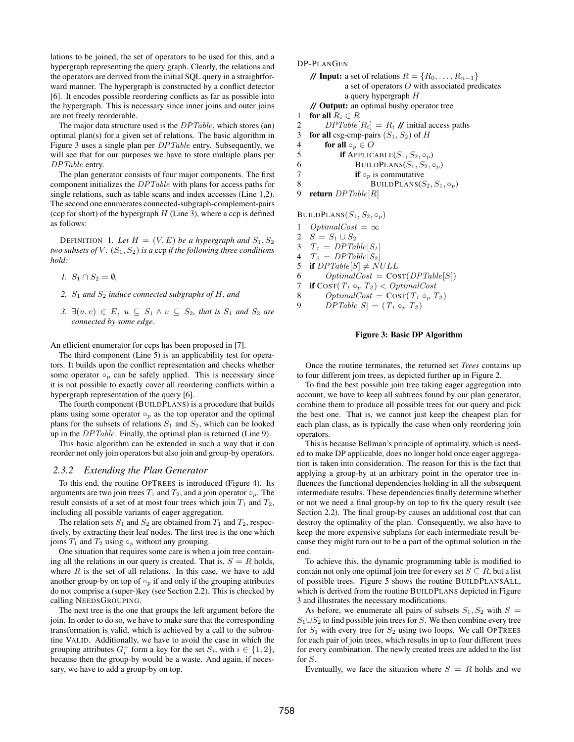lations to be joined, the set of operators to be used for this, and a hypergraph representing the query graph. Clearly, the relations and the operators are derived from the initial SQL query in a straightforward manner. The hypergraph is constructed by a conflict detector [6]. It encodes possible reordering conflicts as far as possible into the hypergraph. This is necessary since inner joins and outer joins are not freely reorderable.

The major data structure used is the $DPTable$, which stores (an) optimal plan(s) for a given set of relations. The basic algorithm in Figure 3 uses a single plan per $DPTable$ entry. Subsequently, we will see that for our purposes we have to store multiple plans per $DPTable$ entry.

The plan generator consists of four major components. The first component initializes the $DPTable$ with plans for access paths for single relations, such as table scans and index accesses (Line 1,2). The second one enumerates connected-subgraph-complement-pairs (ccp for short) of the hypergraph $H$ (Line 3), where a ccp is defined as follows:

DEFINITION 1. *Let $H = (V, E)$ be a hypergraph and $S_1, S_2$ two subsets of $V$. $(S_1, S_2)$ is a* ccp *if the following three conditions hold:*

1. *$S_1 \cap S_2 = \emptyset$,*
2. *$S_1$ and $S_2$ induce connected subgraphs of $H$, and*
3. *$\exists (u, v) \in E,\ u \subseteq S_1 \wedge v \subseteq S_2$, that is $S_1$ and $S_2$ are connected by some edge.*

An efficient enumerator for ccps has been proposed in [7].

The third component (Line 5) is an applicability test for operators. It builds upon the conflict representation and checks whether some operator $\circ_p$ can be safely applied. This is necessary since it is not possible to exactly cover all reordering conflicts within a hypergraph representation of the query [6].

The fourth component (BUILDPLANS) is a procedure that builds plans using some operator $\circ_p$ as the top operator and the optimal plans for the subsets of relations $S_1$ and $S_2$, which can be looked up in the $DPTable$. Finally, the optimal plan is returned (Line 9).

This basic algorithm can be extended in such a way that it can reorder not only join operators but also join and group-by operators.

### 2.3.2 Extending the Plan Generator

To this end, the routine OPTREES is introduced (Figure 4). Its arguments are two join trees $T_1$ and $T_2$, and a join operator $\circ_p$. The result consists of a set of at most four trees which join $T_1$ and $T_2$, including all possible variants of eager aggregation.

The relation sets $S_1$ and $S_2$ are obtained from $T_1$ and $T_2$, respectively, by extracting their leaf nodes. The first tree is the one which joins $T_1$ and $T_2$ using $\circ_p$ without any grouping.

One situation that requires some care is when a join tree containing all the relations in our query is created. That is, $S = R$ holds, where $R$ is the set of all relations. In this case, we have to add another group-by on top of $\circ_p$ if and only if the grouping attributes do not comprise a (super-)key (see Section 2.2). This is checked by calling NEEDSGROUPING.

The next tree is the one that groups the left argument before the join. In order to do so, we have to make sure that the corresponding transformation is valid, which is achieved by a call to the subroutine VALID. Additionally, we have to avoid the case in which the grouping attributes $G_i^+$ form a key for the set $S_i$, with $i \in \{1, 2\}$, because then the group-by would be a waste. And again, if necessary, we have to add a group-by on top.

```
DP-PLANGEN
   // Input: a set of relations R = {R_0, ..., R_{n-1}}
             a set of operators O with associated predicates
             a query hypergraph H
   // Output: an optimal bushy operator tree
1  for all R_i ∈ R
2      DPTable[R_i] = R_i // initial access paths
3  for all csg-cmp-pairs (S_1, S_2) of H
4      for all ∘_p ∈ O
5          if APPLICABLE(S_1, S_2, ∘_p)
6              BUILDPLANS(S_1, S_2, ∘_p)
7              if ∘_p is commutative
8                  BUILDPLANS(S_2, S_1, ∘_p)
9  return DPTable[R]

BUILDPLANS(S_1, S_2, ∘_p)
1  OptimalCost = ∞
2  S = S_1 ∪ S_2
3  T_1 = DPTable[S_1]
4  T_2 = DPTable[S_2]
5  if DPTable[S] ≠ NULL
6      OptimalCost = COST(DPTable[S])
7  if COST(T_1 ∘_p T_2) < OptimalCost
8      OptimalCost = COST(T_1 ∘_p T_2)
9      DPTable[S] = (T_1 ∘_p T_2)
```

**Figure 3: Basic DP Algorithm**

Once the routine terminates, the returned set *Trees* contains up to four different join trees, as depicted further up in Figure 2.

To find the best possible join tree taking eager aggregation into account, we have to keep all subtrees found by our plan generator, combine them to produce all possible trees for our query and pick the best one. That is, we cannot just keep the cheapest plan for each plan class, as is typically the case when only reordering join operators.

This is because Bellman's principle of optimality, which is needed to make DP applicable, does no longer hold once eager aggregation is taken into consideration. The reason for this is the fact that applying a group-by at an arbitrary point in the operator tree influences the functional dependencies holding in all the subsequent intermediate results. These dependencies finally determine whether or not we need a final group-by on top to fix the query result (see Section 2.2). The final group-by causes an additional cost that can destroy the optimality of the plan. Consequently, we also have to keep the more expensive subplans for each intermediate result because they might turn out to be a part of the optimal solution in the end.

To achieve this, the dynamic programming table is modified to contain not only one optimal join tree for every set $S \subseteq R$, but a list of possible trees. Figure 5 shows the routine BUILDPLANSALL, which is derived from the routine BUILDPLANS depicted in Figure 3 and illustrates the necessary modifications.

As before, we enumerate all pairs of subsets $S_1, S_2$ with $S = S_1 \cup S_2$ to find possible join trees for $S$. We then combine every tree for $S_1$ with every tree for $S_2$ using two loops. We call OPTREES for each pair of join trees, which results in up to four different trees for every combination. The newly created trees are added to the list for $S$.

Eventually, we face the situation where $S = R$ holds and we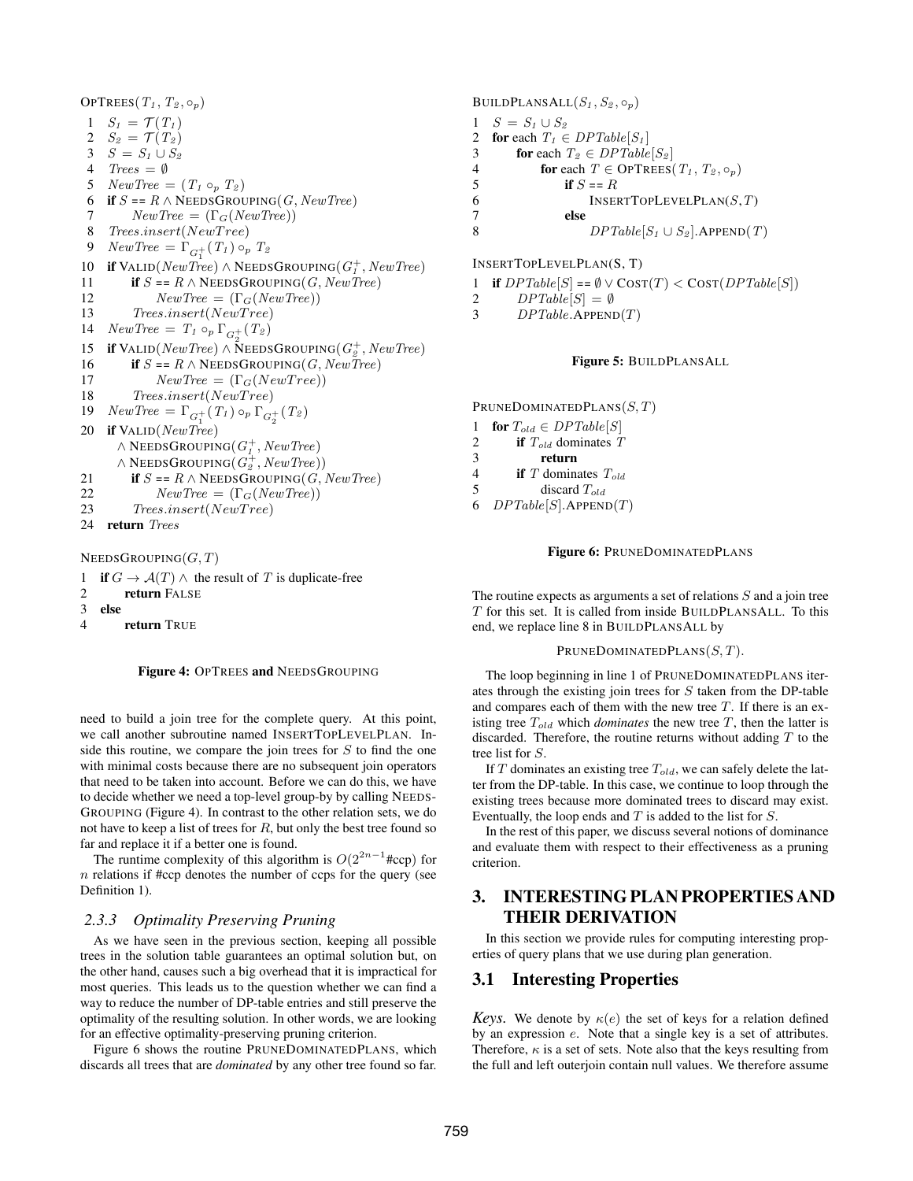```
OpTrees(T_1, T_2, ∘_p)
1   S_1 = 𝒯(T_1)
2   S_2 = 𝒯(T_2)
3   S = S_1 ∪ S_2
4   Trees = ∅
5   NewTree = (T_1 ∘_p T_2)
6   if S == R ∧ NeedsGrouping(G, NewTree)
7       NewTree = (Γ_G(NewTree))
8   Trees.insert(NewTree)
9   NewTree = Γ_{G_1^+}(T_1) ∘_p T_2
10  if Valid(NewTree) ∧ NeedsGrouping(G_1^+, NewTree)
11      if S == R ∧ NeedsGrouping(G, NewTree)
12          NewTree = (Γ_G(NewTree))
13      Trees.insert(NewTree)
14  NewTree = T_1 ∘_p Γ_{G_2^+}(T_2)
15  if Valid(NewTree) ∧ NeedsGrouping(G_2^+, NewTree)
16      if S == R ∧ NeedsGrouping(G, NewTree)
17          NewTree = (Γ_G(NewTree))
18      Trees.insert(NewTree)
19  NewTree = Γ_{G_1^+}(T_1) ∘_p Γ_{G_2^+}(T_2)
20  if Valid(NewTree)
      ∧ NeedsGrouping(G_1^+, NewTree)
      ∧ NeedsGrouping(G_2^+, NewTree))
21      if S == R ∧ NeedsGrouping(G, NewTree)
22          NewTree = (Γ_G(NewTree))
23      Trees.insert(NewTree)
24  return Trees

NeedsGrouping(G, T)
1   if G → 𝒜(T) ∧ the result of T is duplicate-free
2       return False
3   else
4       return True
```

**Figure 4:** OpTrees **and** NeedsGrouping

need to build a join tree for the complete query. At this point, we call another subroutine named InsertTopLevelPlan. Inside this routine, we compare the join trees for $S$ to find the one with minimal costs because there are no subsequent join operators that need to be taken into account. Before we can do this, we have to decide whether we need a top-level group-by by calling NeedsGrouping (Figure 4). In contrast to the other relation sets, we do not have to keep a list of trees for $R$, but only the best tree found so far and replace it if a better one is found.

The runtime complexity of this algorithm is $O(2^{2n-1}\#\text{ccp})$ for $n$ relations if #ccp denotes the number of ccps for the query (see Definition 1).

### 2.3.3 Optimality Preserving Pruning

As we have seen in the previous section, keeping all possible trees in the solution table guarantees an optimal solution but, on the other hand, causes such a big overhead that it is impractical for most queries. This leads us to the question whether we can find a way to reduce the number of DP-table entries and still preserve the optimality of the resulting solution. In other words, we are looking for an effective optimality-preserving pruning criterion.

Figure 6 shows the routine PruneDominatedPlans, which discards all trees that are *dominated* by any other tree found so far.

```
BuildPlansAll(S_1, S_2, ∘_p)
1   S = S_1 ∪ S_2
2   for each T_1 ∈ DPTable[S_1]
3       for each T_2 ∈ DPTable[S_2]
4           for each T ∈ OpTrees(T_1, T_2, ∘_p)
5               if S == R
6                   InsertTopLevelPlan(S, T)
7               else
8                   DPTable[S_1 ∪ S_2].Append(T)

InsertTopLevelPlan(S, T)
1   if DPTable[S] == ∅ ∨ Cost(T) < Cost(DPTable[S])
2       DPTable[S] = ∅
3       DPTable.Append(T)
```

**Figure 5:** BuildPlansAll

```
PruneDominatedPlans(S, T)
1   for T_old ∈ DPTable[S]
2       if T_old dominates T
3           return
4       if T dominates T_old
5           discard T_old
6   DPTable[S].Append(T)
```

**Figure 6:** PruneDominatedPlans

The routine expects as arguments a set of relations $S$ and a join tree $T$ for this set. It is called from inside BuildPlansAll. To this end, we replace line 8 in BuildPlansAll by

PruneDominatedPlans$(S, T)$.

The loop beginning in line 1 of PruneDominatedPlans iterates through the existing join trees for $S$ taken from the DP-table and compares each of them with the new tree $T$. If there is an existing tree $T_{old}$ which *dominates* the new tree $T$, then the latter is discarded. Therefore, the routine returns without adding $T$ to the tree list for $S$.

If $T$ dominates an existing tree $T_{old}$, we can safely delete the latter from the DP-table. In this case, we continue to loop through the existing trees because more dominated trees to discard may exist. Eventually, the loop ends and $T$ is added to the list for $S$.

In the rest of this paper, we discuss several notions of dominance and evaluate them with respect to their effectiveness as a pruning criterion.

## 3. INTERESTING PLAN PROPERTIES AND THEIR DERIVATION

In this section we provide rules for computing interesting properties of query plans that we use during plan generation.

## 3.1 Interesting Properties

*Keys.* We denote by $\kappa(e)$ the set of keys for a relation defined by an expression $e$. Note that a single key is a set of attributes. Therefore, $\kappa$ is a set of sets. Note also that the keys resulting from the full and left outerjoin contain null values. We therefore assume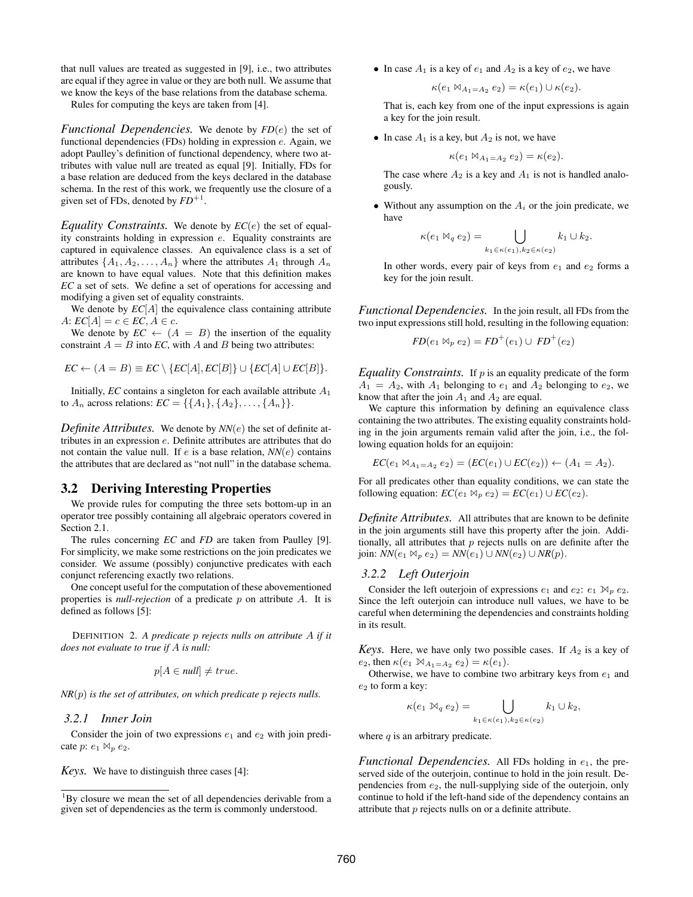that null values are treated as suggested in [9], i.e., two attributes are equal if they agree in value or they are both null. We assume that we know the keys of the base relations from the database schema.

Rules for computing the keys are taken from [4].

***Functional Dependencies.*** We denote by $FD(e)$ the set of functional dependencies (FDs) holding in expression $e$. Again, we adopt Paulley's definition of functional dependency, where two attributes with value null are treated as equal [9]. Initially, FDs for a base relation are deduced from the keys declared in the database schema. In the rest of this work, we frequently use the closure of a given set of FDs, denoted by $FD^{+}$[1].

***Equality Constraints.*** We denote by $EC(e)$ the set of equality constraints holding in expression $e$. Equality constraints are captured in equivalence classes. An equivalence class is a set of attributes $\{A_1, A_2, \ldots, A_n\}$ where the attributes $A_1$ through $A_n$ are known to have equal values. Note that this definition makes *EC* a set of sets. We define a set of operations for accessing and modifying a given set of equality constraints.

We denote by $EC[A]$ the equivalence class containing attribute $A$: $EC[A] = c \in EC, A \in c$.

We denote by $EC \leftarrow (A = B)$ the insertion of the equality constraint $A = B$ into *EC*, with $A$ and $B$ being two attributes:

$$EC \leftarrow (A = B) \equiv EC \setminus \{EC[A], EC[B]\} \cup \{EC[A] \cup EC[B]\}.$$

Initially, *EC* contains a singleton for each available attribute $A_1$ to $A_n$ across relations: $EC = \{\{A_1\}, \{A_2\}, \ldots, \{A_n\}\}$.

***Definite Attributes.*** We denote by $NN(e)$ the set of definite attributes in an expression $e$. Definite attributes are attributes that do not contain the value null. If $e$ is a base relation, $NN(e)$ contains the attributes that are declared as "not null" in the database schema.

## 3.2 Deriving Interesting Properties

We provide rules for computing the three sets bottom-up in an operator tree possibly containing all algebraic operators covered in Section 2.1.

The rules concerning *EC* and *FD* are taken from Paulley [9]. For simplicity, we make some restrictions on the join predicates we consider. We assume (possibly) conjunctive predicates with each conjunct referencing exactly two relations.

One concept useful for the computation of these abovementioned properties is *null-rejection* of a predicate $p$ on attribute $A$. It is defined as follows [5]:

DEFINITION 2. *A predicate $p$ rejects nulls on attribute $A$ if it does not evaluate to true if $A$ is null:*

$$p[A \in null] \neq true.$$

*$NR(p)$ is the set of attributes, on which predicate p rejects nulls.*

### 3.2.1 Inner Join

Consider the join of two expressions $e_1$ and $e_2$ with join predicate $p$: $e_1 \bowtie_p e_2$.

***Keys.*** We have to distinguish three cases [4]:

- In case $A_1$ is a key of $e_1$ and $A_2$ is a key of $e_2$, we have

  $$\kappa(e_1 \bowtie_{A_1=A_2} e_2) = \kappa(e_1) \cup \kappa(e_2).$$

  That is, each key from one of the input expressions is again a key for the join result.

- In case $A_1$ is a key, but $A_2$ is not, we have

  $$\kappa(e_1 \bowtie_{A_1=A_2} e_2) = \kappa(e_2).$$

  The case where $A_2$ is a key and $A_1$ is not is handled analogously.

- Without any assumption on the $A_i$ or the join predicate, we have

  $$\kappa(e_1 \bowtie_q e_2) = \bigcup_{k_1 \in \kappa(e_1), k_2 \in \kappa(e_2)} k_1 \cup k_2.$$

  In other words, every pair of keys from $e_1$ and $e_2$ forms a key for the join result.

***Functional Dependencies.*** In the join result, all FDs from the two input expressions still hold, resulting in the following equation:

$$FD(e_1 \bowtie_p e_2) = FD^{+}(e_1) \cup FD^{+}(e_2)$$

***Equality Constraints.*** If $p$ is an equality predicate of the form $A_1 = A_2$, with $A_1$ belonging to $e_1$ and $A_2$ belonging to $e_2$, we know that after the join $A_1$ and $A_2$ are equal.

We capture this information by defining an equivalence class containing the two attributes. The existing equality constraints holding in the join arguments remain valid after the join, i.e., the following equation holds for an equijoin:

$$EC(e_1 \bowtie_{A_1=A_2} e_2) = (EC(e_1) \cup EC(e_2)) \leftarrow (A_1 = A_2).$$

For all predicates other than equality conditions, we can state the following equation: $EC(e_1 \bowtie_p e_2) = EC(e_1) \cup EC(e_2)$.

***Definite Attributes.*** All attributes that are known to be definite in the join arguments still have this property after the join. Additionally, all attributes that $p$ rejects nulls on are definite after the join: $NN(e_1 \bowtie_p e_2) = NN(e_1) \cup NN(e_2) \cup NR(p)$.

### 3.2.2 Left Outerjoin

Consider the left outerjoin of expressions $e_1$ and $e_2$: $e_1 ⟕_p e_2$. Since the left outerjoin can introduce null values, we have to be careful when determining the dependencies and constraints holding in its result.

***Keys.*** Here, we have only two possible cases. If $A_2$ is a key of $e_2$, then $\kappa(e_1 ⟕_{A_1=A_2} e_2) = \kappa(e_1)$.

Otherwise, we have to combine two arbitrary keys from $e_1$ and $e_2$ to form a key:

$$\kappa(e_1 ⟕_q e_2) = \bigcup_{k_1 \in \kappa(e_1), k_2 \in \kappa(e_2)} k_1 \cup k_2,$$

where $q$ is an arbitrary predicate.

***Functional Dependencies.*** All FDs holding in $e_1$, the preserved side of the outerjoin, continue to hold in the join result. Dependencies from $e_2$, the null-supplying side of the outerjoin, only continue to hold if the left-hand side of the dependency contains an attribute that $p$ rejects nulls on or a definite attribute.

[1]By closure we mean the set of all dependencies derivable from a given set of dependencies as the term is commonly understood.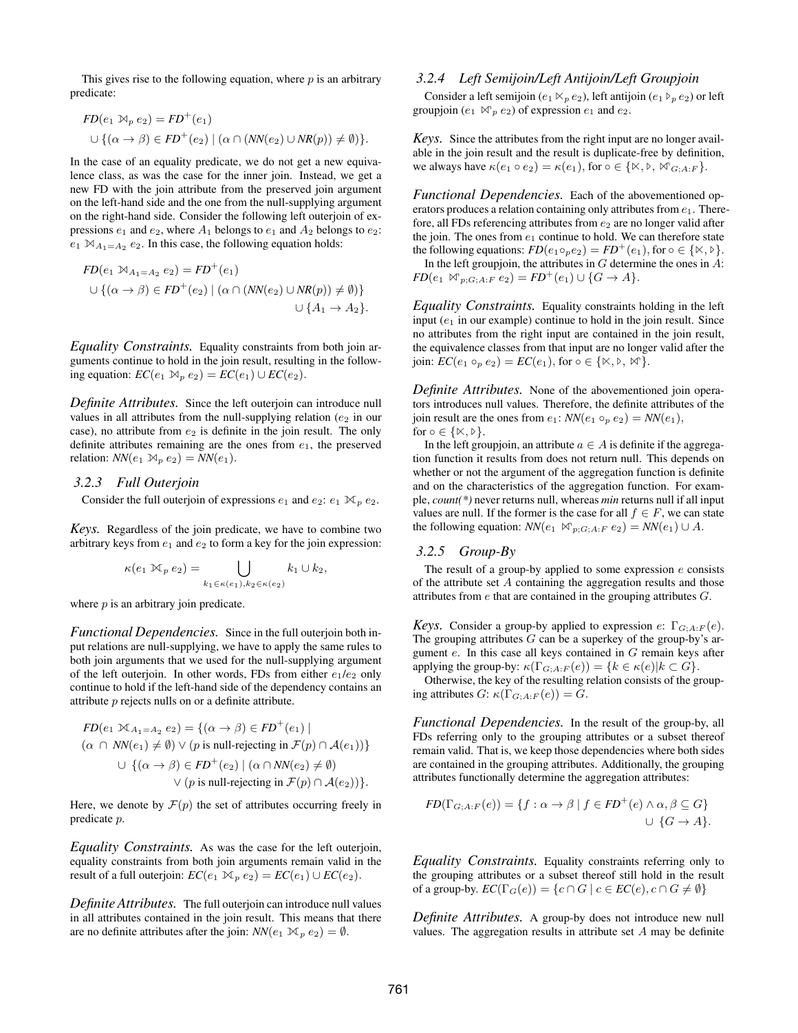This gives rise to the following equation, where $p$ is an arbitrary predicate:

$$
\begin{aligned}
&FD(e_1 \ltimes\!\!\!\!\bowtie_p e_2) = FD^+(e_1) \\
&\quad \cup \{(\alpha \to \beta) \in FD^+(e_2) \mid (\alpha \cap (NN(e_2) \cup NR(p)) \neq \emptyset)\}.
\end{aligned}
$$

In the case of an equality predicate, we do not get a new equivalence class, as was the case for the inner join. Instead, we get a new FD with the join attribute from the preserved join argument on the left-hand side and the one from the null-supplying argument on the right-hand side. Consider the following left outerjoin of expressions $e_1$ and $e_2$, where $A_1$ belongs to $e_1$ and $A_2$ belongs to $e_2$: $e_1 \ltimes\!\!\!\!\bowtie_{A_1=A_2} e_2$. In this case, the following equation holds:

$$
\begin{aligned}
&FD(e_1 \ltimes\!\!\!\!\bowtie_{A_1=A_2} e_2) = FD^+(e_1) \\
&\quad \cup \{(\alpha \to \beta) \in FD^+(e_2) \mid (\alpha \cap (NN(e_2) \cup NR(p)) \neq \emptyset)\} \\
&\quad \cup \{A_1 \to A_2\}.
\end{aligned}
$$

*Equality Constraints.* Equality constraints from both join arguments continue to hold in the join result, resulting in the following equation: $EC(e_1 \ltimes\!\!\!\!\bowtie_p e_2) = EC(e_1) \cup EC(e_2)$.

*Definite Attributes.* Since the left outerjoin can introduce null values in all attributes from the null-supplying relation ($e_2$ in our case), no attribute from $e_2$ is definite in the join result. The only definite attributes remaining are the ones from $e_1$, the preserved relation: $NN(e_1 \ltimes\!\!\!\!\bowtie_p e_2) = NN(e_1)$.

### 3.2.3 Full Outerjoin

Consider the full outerjoin of expressions $e_1$ and $e_2$: $e_1 ⟗_p e_2$.

*Keys.* Regardless of the join predicate, we have to combine two arbitrary keys from $e_1$ and $e_2$ to form a key for the join expression:

$$
\kappa(e_1 ⟗_p e_2) = \bigcup_{k_1 \in \kappa(e_1), k_2 \in \kappa(e_2)} k_1 \cup k_2,
$$

where $p$ is an arbitrary join predicate.

*Functional Dependencies.* Since in the full outerjoin both input relations are null-supplying, we have to apply the same rules to both join arguments that we used for the null-supplying argument of the left outerjoin. In other words, FDs from either $e_1$/$e_2$ only continue to hold if the left-hand side of the dependency contains an attribute $p$ rejects nulls on or a definite attribute.

$$
\begin{aligned}
&FD(e_1 ⟗_{A_1=A_2} e_2) = \{(\alpha \to \beta) \in FD^+(e_1) \mid \\
&(\alpha \cap NN(e_1) \neq \emptyset) \lor (p \text{ is null-rejecting in } \mathcal{F}(p) \cap \mathcal{A}(e_1))\} \\
&\quad \cup \{(\alpha \to \beta) \in FD^+(e_2) \mid (\alpha \cap NN(e_2) \neq \emptyset) \\
&\quad\quad \lor (p \text{ is null-rejecting in } \mathcal{F}(p) \cap \mathcal{A}(e_2))\}.
\end{aligned}
$$

Here, we denote by $\mathcal{F}(p)$ the set of attributes occurring freely in predicate $p$.

*Equality Constraints.* As was the case for the left outerjoin, equality constraints from both join arguments remain valid in the result of a full outerjoin: $EC(e_1 ⟗_p e_2) = EC(e_1) \cup EC(e_2)$.

*Definite Attributes.* The full outerjoin can introduce null values in all attributes contained in the join result. This means that there are no definite attributes after the join: $NN(e_1 ⟗_p e_2) = \emptyset$.

### 3.2.4 Left Semijoin/Left Antijoin/Left Groupjoin

Consider a left semijoin ($e_1 \ltimes_p e_2$), left antijoin ($e_1 \triangleright_p e_2$) or left groupjoin ($e_1 ⟕_p e_2$) of expression $e_1$ and $e_2$.

*Keys.* Since the attributes from the right input are no longer available in the join result and the result is duplicate-free by definition, we always have $\kappa(e_1 \circ e_2) = \kappa(e_1)$, for $\circ \in \{\ltimes, \triangleright, ⟕_{G;A:F}\}$.

*Functional Dependencies.* Each of the abovementioned operators produces a relation containing only attributes from $e_1$. Therefore, all FDs referencing attributes from $e_2$ are no longer valid after the join. The ones from $e_1$ continue to hold. We can therefore state the following equations: $FD(e_1 \circ_p e_2) = FD^+(e_1)$, for $\circ \in \{\ltimes, \triangleright\}$.

In the left groupjoin, the attributes in $G$ determine the ones in $A$: $FD(e_1 ⟕_{p;G;A:F} e_2) = FD^+(e_1) \cup \{G \to A\}$.

*Equality Constraints.* Equality constraints holding in the left input ($e_1$ in our example) continue to hold in the join result. Since no attributes from the right input are contained in the join result, the equivalence classes from that input are no longer valid after the join: $EC(e_1 \circ_p e_2) = EC(e_1)$, for $\circ \in \{\ltimes, \triangleright, ⟕\}$.

*Definite Attributes.* None of the abovementioned join operators introduces null values. Therefore, the definite attributes of the join result are the ones from $e_1$: $NN(e_1 \circ_p e_2) = NN(e_1)$, for $\circ \in \{\ltimes, \triangleright\}$.

In the left groupjoin, an attribute $a \in A$ is definite if the aggregation function it results from does not return null. This depends on whether or not the argument of the aggregation function is definite and on the characteristics of the aggregation function. For example, *count(\*)* never returns null, whereas *min* returns null if all input values are null. If the former is the case for all $f \in F$, we can state the following equation: $NN(e_1 ⟕_{p;G;A:F} e_2) = NN(e_1) \cup A$.

### 3.2.5 Group-By

The result of a group-by applied to some expression $e$ consists of the attribute set $A$ containing the aggregation results and those attributes from $e$ that are contained in the grouping attributes $G$.

*Keys.* Consider a group-by applied to expression $e$: $\Gamma_{G;A:F}(e)$. The grouping attributes $G$ can be a superkey of the group-by's argument $e$. In this case all keys contained in $G$ remain keys after applying the group-by: $\kappa(\Gamma_{G;A:F}(e)) = \{k \in \kappa(e) | k \subset G\}$.

Otherwise, the key of the resulting relation consists of the grouping attributes $G$: $\kappa(\Gamma_{G;A:F}(e)) = G$.

*Functional Dependencies.* In the result of the group-by, all FDs referring only to the grouping attributes or a subset thereof remain valid. That is, we keep those dependencies where both sides are contained in the grouping attributes. Additionally, the grouping attributes functionally determine the aggregation attributes:

$$
\begin{aligned}
FD(\Gamma_{G;A:F}(e)) = \{f : \alpha \to \beta \mid f \in FD^+(e) \land \alpha, \beta \subseteq G\} \\
\cup \{G \to A\}.
\end{aligned}
$$

*Equality Constraints.* Equality constraints referring only to the grouping attributes or a subset thereof still hold in the result of a group-by. $EC(\Gamma_G(e)) = \{c \cap G \mid c \in EC(e), c \cap G \neq \emptyset\}$

*Definite Attributes.* A group-by does not introduce new null values. The aggregation results in attribute set $A$ may be definite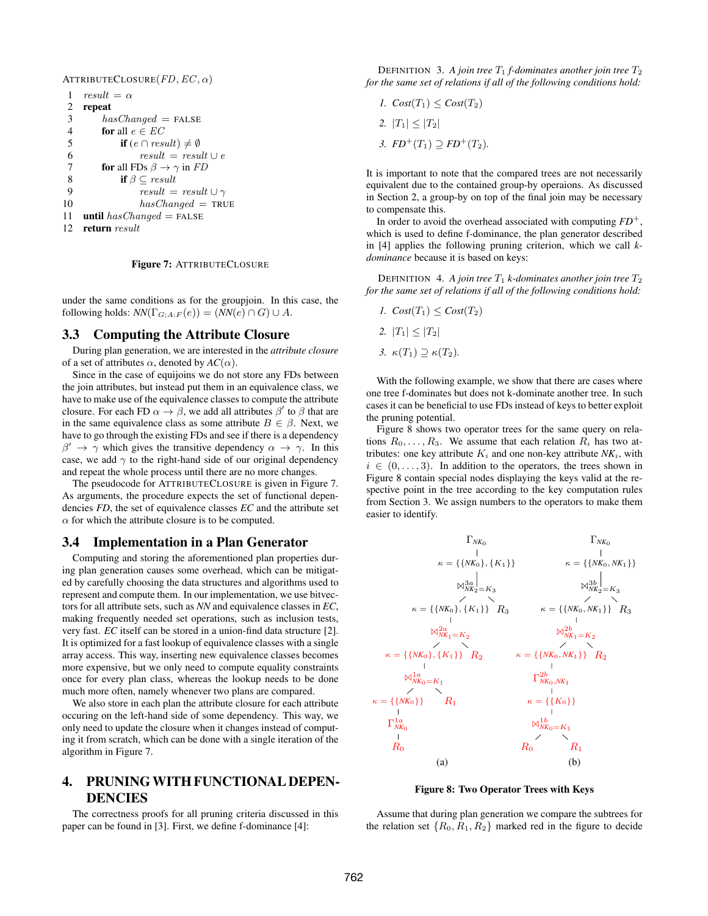ATTRIBUTECLOSURE($FD, EC, \alpha$)

```
1   result = α
2   repeat
3       hasChanged = FALSE
4       for all e ∈ EC
5           if (e ∩ result) ≠ ∅
6               result = result ∪ e
7       for all FDs β → γ in FD
8           if β ⊆ result
9               result = result ∪ γ
10              hasChanged = TRUE
11  until hasChanged = FALSE
12  return result
```

**Figure 7:** ATTRIBUTECLOSURE

under the same conditions as for the groupjoin. In this case, the following holds: $NN(\Gamma_{G;A:F}(e)) = (NN(e) \cap G) \cup A$.

## 3.3 Computing the Attribute Closure

During plan generation, we are interested in the *attribute closure* of a set of attributes $\alpha$, denoted by $AC(\alpha)$.

Since in the case of equijoins we do not store any FDs between the join attributes, but instead put them in an equivalence class, we have to make use of the equivalence classes to compute the attribute closure. For each FD $\alpha \rightarrow \beta$, we add all attributes $\beta'$ to $\beta$ that are in the same equivalence class as some attribute $B \in \beta$. Next, we have to go through the existing FDs and see if there is a dependency $\beta' \rightarrow \gamma$ which gives the transitive dependency $\alpha \rightarrow \gamma$. In this case, we add $\gamma$ to the right-hand side of our original dependency and repeat the whole process until there are no more changes.

The pseudocode for ATTRIBUTECLOSURE is given in Figure 7. As arguments, the procedure expects the set of functional dependencies *FD*, the set of equivalence classes *EC* and the attribute set $\alpha$ for which the attribute closure is to be computed.

## 3.4 Implementation in a Plan Generator

Computing and storing the aforementioned plan properties during plan generation causes some overhead, which can be mitigated by carefully choosing the data structures and algorithms used to represent and compute them. In our implementation, we use bitvectors for all attribute sets, such as *NN* and equivalence classes in *EC*, making frequently needed set operations, such as inclusion tests, very fast. *EC* itself can be stored in a union-find data structure [2]. It is optimized for a fast lookup of equivalence classes with a single array access. This way, inserting new equivalence classes becomes more expensive, but we only need to compute equality constraints once for every plan class, whereas the lookup needs to be done much more often, namely whenever two plans are compared.

We also store in each plan the attribute closure for each attribute occuring on the left-hand side of some dependency. This way, we only need to update the closure when it changes instead of computing it from scratch, which can be done with a single iteration of the algorithm in Figure 7.

# 4. PRUNING WITH FUNCTIONAL DEPENDENCIES

The correctness proofs for all pruning criteria discussed in this paper can be found in [3]. First, we define f-dominance [4]:

DEFINITION 3. *A join tree $T_1$ f-dominates another join tree $T_2$ for the same set of relations if all of the following conditions hold:*

1. $Cost(T_1) \leq Cost(T_2)$
2. $|T_1| \leq |T_2|$
3. $FD^+(T_1) \supseteq FD^+(T_2)$.

It is important to note that the compared trees are not necessarily equivalent due to the contained group-by operaions. As discussed in Section 2, a group-by on top of the final join may be necessary to compensate this.

In order to avoid the overhead associated with computing $FD^+$, which is used to define f-dominance, the plan generator described in [4] applies the following pruning criterion, which we call *k-dominance* because it is based on keys:

DEFINITION 4. *A join tree $T_1$ k-dominates another join tree $T_2$ for the same set of relations if all of the following conditions hold:*

1. $Cost(T_1) \leq Cost(T_2)$
2. $|T_1| \leq |T_2|$
3. $\kappa(T_1) \supseteq \kappa(T_2)$.

With the following example, we show that there are cases where one tree f-dominates but does not k-dominate another tree. In such cases it can be beneficial to use FDs instead of keys to better exploit the pruning potential.

Figure 8 shows two operator trees for the same query on relations $R_0, \ldots, R_3$. We assume that each relation $R_i$ has two attributes: one key attribute $K_i$ and one non-key attribute $NK_i$, with $i \in (0, \ldots, 3)$. In addition to the operators, the trees shown in Figure 8 contain special nodes displaying the keys valid at the respective point in the tree according to the key computation rules from Section 3. We assign numbers to the operators to make them easier to identify.

(a):
$\Gamma_{NK_0}$
$\kappa = \{\{NK_0\}, \{K_1\}\}$
$\bowtie^{3a}_{NK_2=K_3}$
$\kappa = \{\{NK_0\}, \{K_1\}\}$ $R_3$
$\bowtie^{2a}_{NK_1=K_2}$
$\kappa = \{\{NK_0\}, \{K_1\}\}$ $R_2$
$\bowtie^{1a}_{NK_0=K_1}$
$\kappa = \{\{NK_0\}\}$ $R_1$
$\Gamma^{1a}_{NK_0}$
$R_0$

(b):
$\Gamma_{NK_0}$
$\kappa = \{\{NK_0, NK_1\}\}$
$\bowtie^{3b}_{NK_2=K_3}$
$\kappa = \{\{NK_0, NK_1\}\}$ $R_3$
$\bowtie^{2b}_{NK_1=K_2}$
$\kappa = \{\{NK_0, NK_1\}\}$ $R_2$
$\Gamma^{2b}_{NK_0,NK_1}$
$\kappa = \{\{K_0\}\}$
$\bowtie^{1b}_{NK_0=K_1}$
$R_0$ $R_1$

**Figure 8: Two Operator Trees with Keys**

Assume that during plan generation we compare the subtrees for the relation set $\{R_0, R_1, R_2\}$ marked red in the figure to decide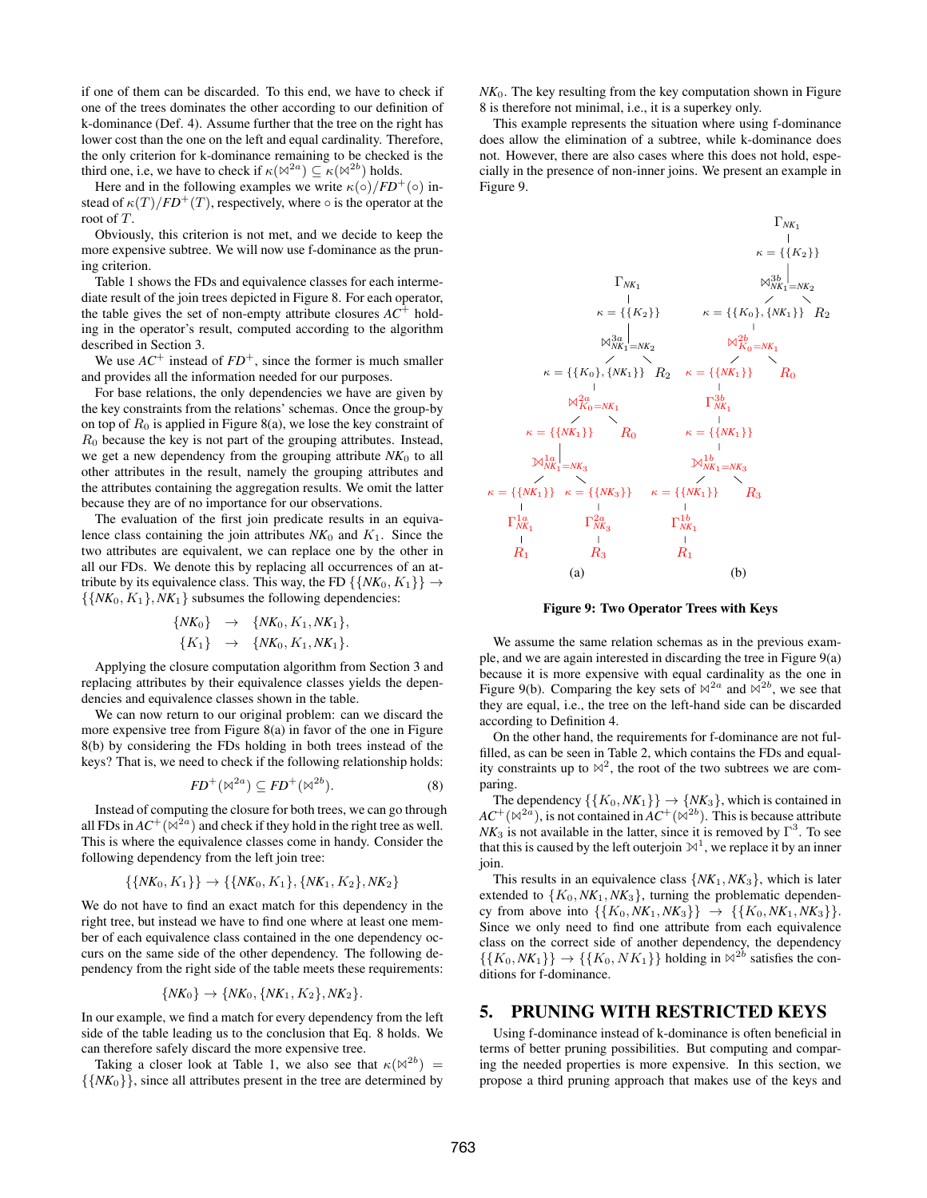if one of them can be discarded. To this end, we have to check if one of the trees dominates the other according to our definition of k-dominance (Def. 4). Assume further that the tree on the right has lower cost than the one on the left and equal cardinality. Therefore, the only criterion for k-dominance remaining to be checked is the third one, i.e, we have to check if $\kappa(\bowtie^{2a}) \subseteq \kappa(\bowtie^{2b})$ holds.

Here and in the following examples we write $\kappa(\circ)/FD^+(\circ)$ instead of $\kappa(T)/FD^+(T)$, respectively, where $\circ$ is the operator at the root of $T$.

Obviously, this criterion is not met, and we decide to keep the more expensive subtree. We will now use f-dominance as the pruning criterion.

Table 1 shows the FDs and equivalence classes for each intermediate result of the join trees depicted in Figure 8. For each operator, the table gives the set of non-empty attribute closures $AC^+$ holding in the operator's result, computed according to the algorithm described in Section 3.

We use $AC^+$ instead of $FD^+$, since the former is much smaller and provides all the information needed for our purposes.

For base relations, the only dependencies we have are given by the key constraints from the relations' schemas. Once the group-by on top of $R_0$ is applied in Figure 8(a), we lose the key constraint of $R_0$ because the key is not part of the grouping attributes. Instead, we get a new dependency from the grouping attribute $NK_0$ to all other attributes in the result, namely the grouping attributes and the attributes containing the aggregation results. We omit the latter because they are of no importance for our observations.

The evaluation of the first join predicate results in an equivalence class containing the join attributes $NK_0$ and $K_1$. Since the two attributes are equivalent, we can replace one by the other in all our FDs. We denote this by replacing all occurrences of an attribute by its equivalence class. This way, the FD $\{\{NK_0, K_1\}\} \rightarrow \{\{NK_0, K_1\}, NK_1\}$ subsumes the following dependencies:

$$\{NK_0\} \rightarrow \{NK_0, K_1, NK_1\},$$
$$\{K_1\} \rightarrow \{NK_0, K_1, NK_1\}.$$

Applying the closure computation algorithm from Section 3 and replacing attributes by their equivalence classes yields the dependencies and equivalence classes shown in the table.

We can now return to our original problem: can we discard the more expensive tree from Figure 8(a) in favor of the one in Figure 8(b) by considering the FDs holding in both trees instead of the keys? That is, we need to check if the following relationship holds:

$$FD^+(\bowtie^{2a}) \subseteq FD^+(\bowtie^{2b}). \tag{8}$$

Instead of computing the closure for both trees, we can go through all FDs in $AC^+(\bowtie^{2a})$ and check if they hold in the right tree as well. This is where the equivalence classes come in handy. Consider the following dependency from the left join tree:

$$\{\{NK_0, K_1\}\} \rightarrow \{\{NK_0, K_1\}, \{NK_1, K_2\}, NK_2\}$$

We do not have to find an exact match for this dependency in the right tree, but instead we have to find one where at least one member of each equivalence class contained in the one dependency occurs on the same side of the other dependency. The following dependency from the right side of the table meets these requirements:

$$\{NK_0\} \rightarrow \{NK_0, \{NK_1, K_2\}, NK_2\}.$$

In our example, we find a match for every dependency from the left side of the table leading us to the conclusion that Eq. 8 holds. We can therefore safely discard the more expensive tree.

Taking a closer look at Table 1, we also see that $\kappa(\bowtie^{2b}) = \{\{NK_0\}\}$, since all attributes present in the tree are determined by $NK_0$. The key resulting from the key computation shown in Figure 8 is therefore not minimal, i.e., it is a superkey only.

This example represents the situation where using f-dominance does allow the elimination of a subtree, while k-dominance does not. However, there are also cases where this does not hold, especially in the presence of non-inner joins. We present an example in Figure 9.

Figure 9: Two Operator Trees with Keys

We assume the same relation schemas as in the previous example, and we are again interested in discarding the tree in Figure 9(a) because it is more expensive with equal cardinality as the one in Figure 9(b). Comparing the key sets of $\bowtie^{2a}$ and $\bowtie^{2b}$, we see that they are equal, i.e., the tree on the left-hand side can be discarded according to Definition 4.

On the other hand, the requirements for f-dominance are not fulfilled, as can be seen in Table 2, which contains the FDs and equality constraints up to $\bowtie^2$, the root of the two subtrees we are comparing.

The dependency $\{\{K_0, NK_1\}\} \rightarrow \{NK_3\}$, which is contained in $AC^+(\bowtie^{2a})$, is not contained in $AC^+(\bowtie^{2b})$. This is because attribute $NK_3$ is not available in the latter, since it is removed by $\Gamma^3$. To see that this is caused by the left outerjoin $⟕^1$, we replace it by an inner join.

This results in an equivalence class $\{NK_1, NK_3\}$, which is later extended to $\{K_0, NK_1, NK_3\}$, turning the problematic dependency from above into $\{\{K_0, NK_1, NK_3\}\} \rightarrow \{\{K_0, NK_1, NK_3\}\}$. Since we only need to find one attribute from each equivalence class on the correct side of another dependency, the dependency $\{\{K_0, NK_1\}\} \rightarrow \{\{K_0, NK_1\}\}$ holding in $\bowtie^{2b}$ satisfies the conditions for f-dominance.

## 5. PRUNING WITH RESTRICTED KEYS

Using f-dominance instead of k-dominance is often beneficial in terms of better pruning possibilities. But computing and comparing the needed properties is more expensive. In this section, we propose a third pruning approach that makes use of the keys and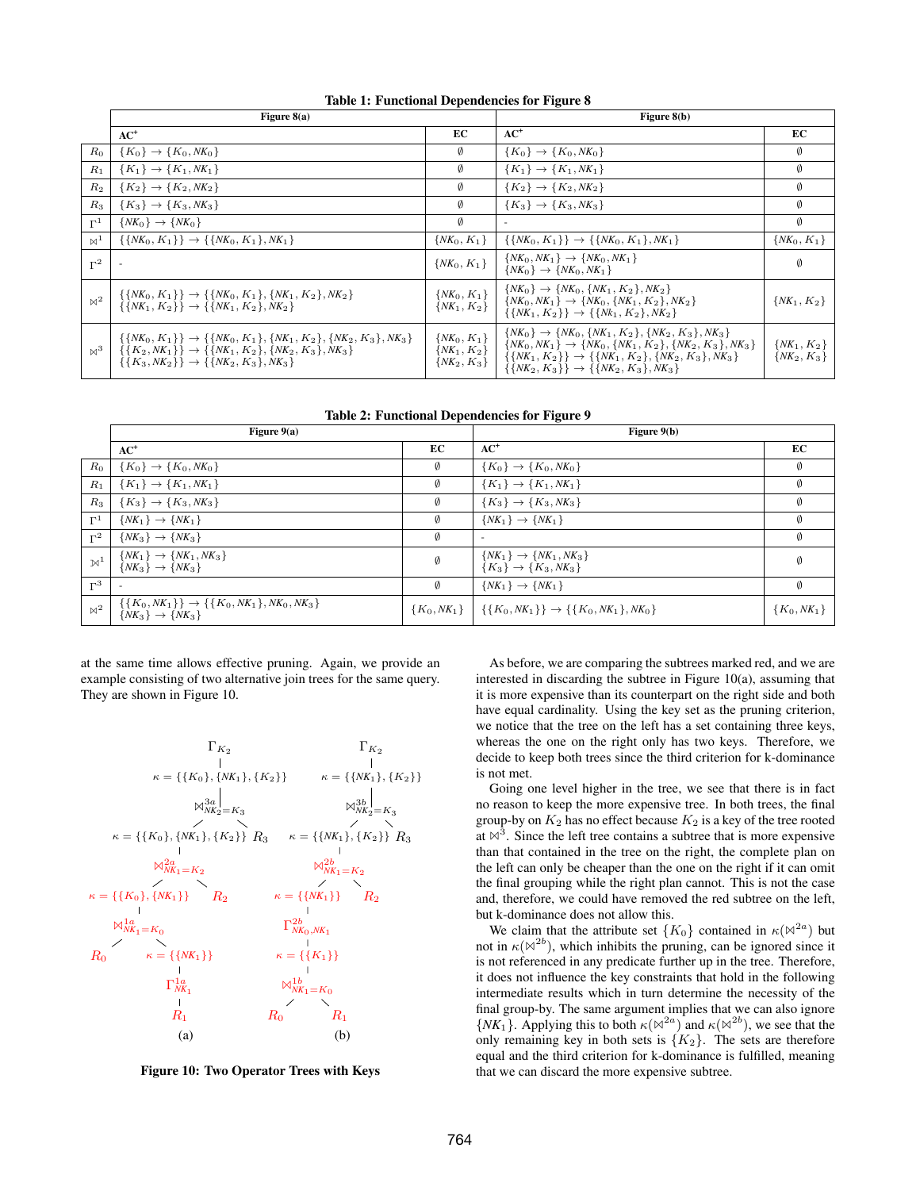**Table 1: Functional Dependencies for Figure 8**

| | Figure 8(a) | | Figure 8(b) | |
|---|---|---|---|---|
| | AC⁺ | EC | AC⁺ | EC |
| $R_0$ | $\{K_0\} \rightarrow \{K_0, NK_0\}$ | $\emptyset$ | $\{K_0\} \rightarrow \{K_0, NK_0\}$ | $\emptyset$ |
| $R_1$ | $\{K_1\} \rightarrow \{K_1, NK_1\}$ | $\emptyset$ | $\{K_1\} \rightarrow \{K_1, NK_1\}$ | $\emptyset$ |
| $R_2$ | $\{K_2\} \rightarrow \{K_2, NK_2\}$ | $\emptyset$ | $\{K_2\} \rightarrow \{K_2, NK_2\}$ | $\emptyset$ |
| $R_3$ | $\{K_3\} \rightarrow \{K_3, NK_3\}$ | $\emptyset$ | $\{K_3\} \rightarrow \{K_3, NK_3\}$ | $\emptyset$ |
| $\Gamma^1$ | $\{NK_0\} \rightarrow \{NK_0\}$ | $\emptyset$ | - | $\emptyset$ |
| $\bowtie^1$ | $\{\{NK_0, K_1\}\} \rightarrow \{\{NK_0, K_1\}, NK_1\}$ | $\{NK_0, K_1\}$ | $\{\{NK_0, K_1\}\} \rightarrow \{\{NK_0, K_1\}, NK_1\}$ | $\{NK_0, K_1\}$ |
| $\Gamma^2$ | - | $\{NK_0, K_1\}$ | $\{NK_0, NK_1\} \rightarrow \{NK_0, NK_1\}$ <br> $\{NK_0\} \rightarrow \{NK_0, NK_1\}$ | $\emptyset$ |
| $\bowtie^2$ | $\{\{NK_0, K_1\}\} \rightarrow \{\{NK_0, K_1\}, \{NK_1, K_2\}, NK_2\}$ <br> $\{\{NK_1, K_2\}\} \rightarrow \{\{NK_1, K_2\}, NK_2\}$ | $\{NK_0, K_1\}$ <br> $\{NK_1, K_2\}$ | $\{NK_0\} \rightarrow \{NK_0, \{NK_1, K_2\}, NK_2\}$ <br> $\{NK_0, NK_1\} \rightarrow \{NK_0, \{NK_1, K_2\}, NK_2\}$ <br> $\{\{NK_1, K_2\}\} \rightarrow \{\{NK_1, K_2\}, NK_2\}$ | $\{NK_1, K_2\}$ |
| $\bowtie^3$ | $\{\{NK_0, K_1\}\} \rightarrow \{\{NK_0, K_1\}, \{NK_1, K_2\}, \{NK_2, K_3\}, NK_3\}$ <br> $\{\{K_2, NK_1\}\} \rightarrow \{\{NK_1, K_2\}, \{NK_2, K_3\}, NK_3\}$ <br> $\{\{K_3, NK_2\}\} \rightarrow \{\{NK_2, K_3\}, NK_3\}$ | $\{NK_0, K_1\}$ <br> $\{NK_1, K_2\}$ <br> $\{NK_2, K_3\}$ | $\{NK_0\} \rightarrow \{NK_0, \{NK_1, K_2\}, \{NK_2, K_3\}, NK_3\}$ <br> $\{NK_0, NK_1\} \rightarrow \{NK_0, \{NK_1, K_2\}, \{NK_2, K_3\}, NK_3\}$ <br> $\{\{NK_1, K_2\}\} \rightarrow \{\{NK_1, K_2\}, \{NK_2, K_3\}, NK_3\}$ <br> $\{\{NK_2, K_3\}\} \rightarrow \{\{NK_2, K_3\}, NK_3\}$ | $\{NK_1, K_2\}$ <br> $\{NK_2, K_3\}$ |

**Table 2: Functional Dependencies for Figure 9**

| | Figure 9(a) | | Figure 9(b) | |
|---|---|---|---|---|
| | AC⁺ | EC | AC⁺ | EC |
| $R_0$ | $\{K_0\} \rightarrow \{K_0, NK_0\}$ | $\emptyset$ | $\{K_0\} \rightarrow \{K_0, NK_0\}$ | $\emptyset$ |
| $R_1$ | $\{K_1\} \rightarrow \{K_1, NK_1\}$ | $\emptyset$ | $\{K_1\} \rightarrow \{K_1, NK_1\}$ | $\emptyset$ |
| $R_3$ | $\{K_3\} \rightarrow \{K_3, NK_3\}$ | $\emptyset$ | $\{K_3\} \rightarrow \{K_3, NK_3\}$ | $\emptyset$ |
| $\Gamma^1$ | $\{NK_1\} \rightarrow \{NK_1\}$ | $\emptyset$ | $\{NK_1\} \rightarrow \{NK_1\}$ | $\emptyset$ |
| $\Gamma^2$ | $\{NK_3\} \rightarrow \{NK_3\}$ | $\emptyset$ | - | $\emptyset$ |
| $\bowtie^1$ | $\{NK_1\} \rightarrow \{NK_1, NK_3\}$ <br> $\{NK_3\} \rightarrow \{NK_3\}$ | $\emptyset$ | $\{NK_1\} \rightarrow \{NK_1, NK_3\}$ <br> $\{K_3\} \rightarrow \{K_3, NK_3\}$ | $\emptyset$ |
| $\Gamma^3$ | - | $\emptyset$ | $\{NK_1\} \rightarrow \{NK_1\}$ | $\emptyset$ |
| $\bowtie^2$ | $\{\{K_0, NK_1\}\} \rightarrow \{\{K_0, NK_1\}, NK_0, NK_3\}$ <br> $\{NK_3\} \rightarrow \{NK_3\}$ | $\{K_0, NK_1\}$ | $\{\{K_0, NK_1\}\} \rightarrow \{\{K_0, NK_1\}, NK_0\}$ | $\{K_0, NK_1\}$ |

at the same time allows effective pruning. Again, we provide an example consisting of two alternative join trees for the same query. They are shown in Figure 10.

Figure 10: Two Operator Trees with Keys

As before, we are comparing the subtrees marked red, and we are interested in discarding the subtree in Figure 10(a), assuming that it is more expensive than its counterpart on the right side and both have equal cardinality. Using the key set as the pruning criterion, we notice that the tree on the left has a set containing three keys, whereas the one on the right only has two keys. Therefore, we decide to keep both trees since the third criterion for k-dominance is not met.

Going one level higher in the tree, we see that there is in fact no reason to keep the more expensive tree. In both trees, the final group-by on $K_2$ has no effect because $K_2$ is a key of the tree rooted at $\bowtie^3$. Since the left tree contains a subtree that is more expensive than that contained in the tree on the right, the complete plan on the left can only be cheaper than the one on the right if it can omit the final grouping while the right plan cannot. This is not the case and, therefore, we could have removed the red subtree on the left, but k-dominance does not allow this.

We claim that the attribute set $\{K_0\}$ contained in $\kappa(\bowtie^{2a})$ but not in $\kappa(\bowtie^{2b})$, which inhibits the pruning, can be ignored since it is not referenced in any predicate further up in the tree. Therefore, it does not influence the key constraints that hold in the following intermediate results which in turn determine the necessity of the final group-by. The same argument implies that we can also ignore $\{NK_1\}$. Applying this to both $\kappa(\bowtie^{2a})$ and $\kappa(\bowtie^{2b})$, we see that the only remaining key in both sets is $\{K_2\}$. The sets are therefore equal and the third criterion for k-dominance is fulfilled, meaning that we can discard the more expensive subtree.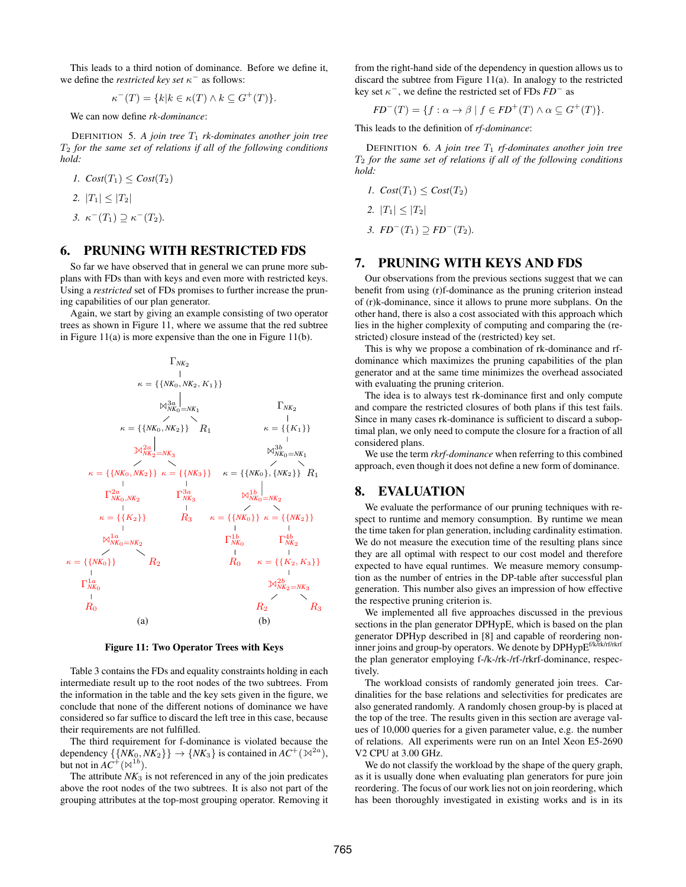This leads to a third notion of dominance. Before we define it, we define the *restricted key set* $\kappa^-$ as follows:

$$\kappa^-(T) = \{k | k \in \kappa(T) \wedge k \subseteq G^+(T)\}.$$

We can now define *rk-dominance*:

DEFINITION 5. *A join tree $T_1$ rk-dominates another join tree $T_2$ for the same set of relations if all of the following conditions hold:*

1. $Cost(T_1) \leq Cost(T_2)$
2. $|T_1| \leq |T_2|$
3. $\kappa^-(T_1) \supseteq \kappa^-(T_2)$.

## 6. PRUNING WITH RESTRICTED FDS

So far we have observed that in general we can prune more subplans with FDs than with keys and even more with restricted keys. Using a *restricted* set of FDs promises to further increase the pruning capabilities of our plan generator.

Again, we start by giving an example consisting of two operator trees as shown in Figure 11, where we assume that the red subtree in Figure 11(a) is more expensive than the one in Figure 11(b).

Figure 11: Two Operator Trees with Keys

Table 3 contains the FDs and equality constraints holding in each intermediate result up to the root nodes of the two subtrees. From the information in the table and the key sets given in the figure, we conclude that none of the different notions of dominance we have considered so far suffice to discard the left tree in this case, because their requirements are not fulfilled.

The third requirement for f-dominance is violated because the dependency $\{\{NK_0, NK_2\}\} \rightarrow \{NK_3\}$ is contained in $AC^+(\bowtie^{2a})$, but not in $AC^+(\bowtie^{1b})$.

The attribute $NK_3$ is not referenced in any of the join predicates above the root nodes of the two subtrees. It is also not part of the grouping attributes at the top-most grouping operator. Removing it from the right-hand side of the dependency in question allows us to discard the subtree from Figure 11(a). In analogy to the restricted key set $\kappa^-$, we define the restricted set of FDs $FD^-$ as

$$FD^-(T) = \{f : \alpha \rightarrow \beta \mid f \in FD^+(T) \wedge \alpha \subseteq G^+(T)\}.$$

This leads to the definition of *rf-dominance*:

DEFINITION 6. *A join tree $T_1$ rf-dominates another join tree $T_2$ for the same set of relations if all of the following conditions hold:*

1. $Cost(T_1) \leq Cost(T_2)$
2. $|T_1| \leq |T_2|$
3. $FD^-(T_1) \supseteq FD^-(T_2)$.

## 7. PRUNING WITH KEYS AND FDS

Our observations from the previous sections suggest that we can benefit from using (r)f-dominance as the pruning criterion instead of (r)k-dominance, since it allows to prune more subplans. On the other hand, there is also a cost associated with this approach which lies in the higher complexity of computing and comparing the (restricted) closure instead of the (restricted) key set.

This is why we propose a combination of rk-dominance and rf-dominance which maximizes the pruning capabilities of the plan generator and at the same time minimizes the overhead associated with evaluating the pruning criterion.

The idea is to always test rk-dominance first and only compute and compare the restricted closures of both plans if this test fails. Since in many cases rk-dominance is sufficient to discard a suboptimal plan, we only need to compute the closure for a fraction of all considered plans.

We use the term *rkrf-dominance* when referring to this combined approach, even though it does not define a new form of dominance.

## 8. EVALUATION

We evaluate the performance of our pruning techniques with respect to runtime and memory consumption. By runtime we mean the time taken for plan generation, including cardinality estimation. We do not measure the execution time of the resulting plans since they are all optimal with respect to our cost model and therefore expected to have equal runtimes. We measure memory consumption as the number of entries in the DP-table after successful plan generation. This number also gives an impression of how effective the respective pruning criterion is.

We implemented all five approaches discussed in the previous sections in the plan generator DPHypE, which is based on the plan generator DPHyp described in [8] and capable of reordering non-inner joins and group-by operators. We denote by $\text{DPHypE}^{\text{f/k/rk/rf/rkrf}}$ the plan generator employing f-/k-/rk-/rf-/rkrf-dominance, respectively.

The workload consists of randomly generated join trees. Cardinalities for the base relations and selectivities for predicates are also generated randomly. A randomly chosen group-by is placed at the top of the tree. The results given in this section are average values of 10,000 queries for a given parameter value, e.g. the number of relations. All experiments were run on an Intel Xeon E5-2690 V2 CPU at 3.00 GHz.

We do not classify the workload by the shape of the query graph, as it is usually done when evaluating plan generators for pure join reordering. The focus of our work lies not on join reordering, which has been thoroughly investigated in existing works and is in its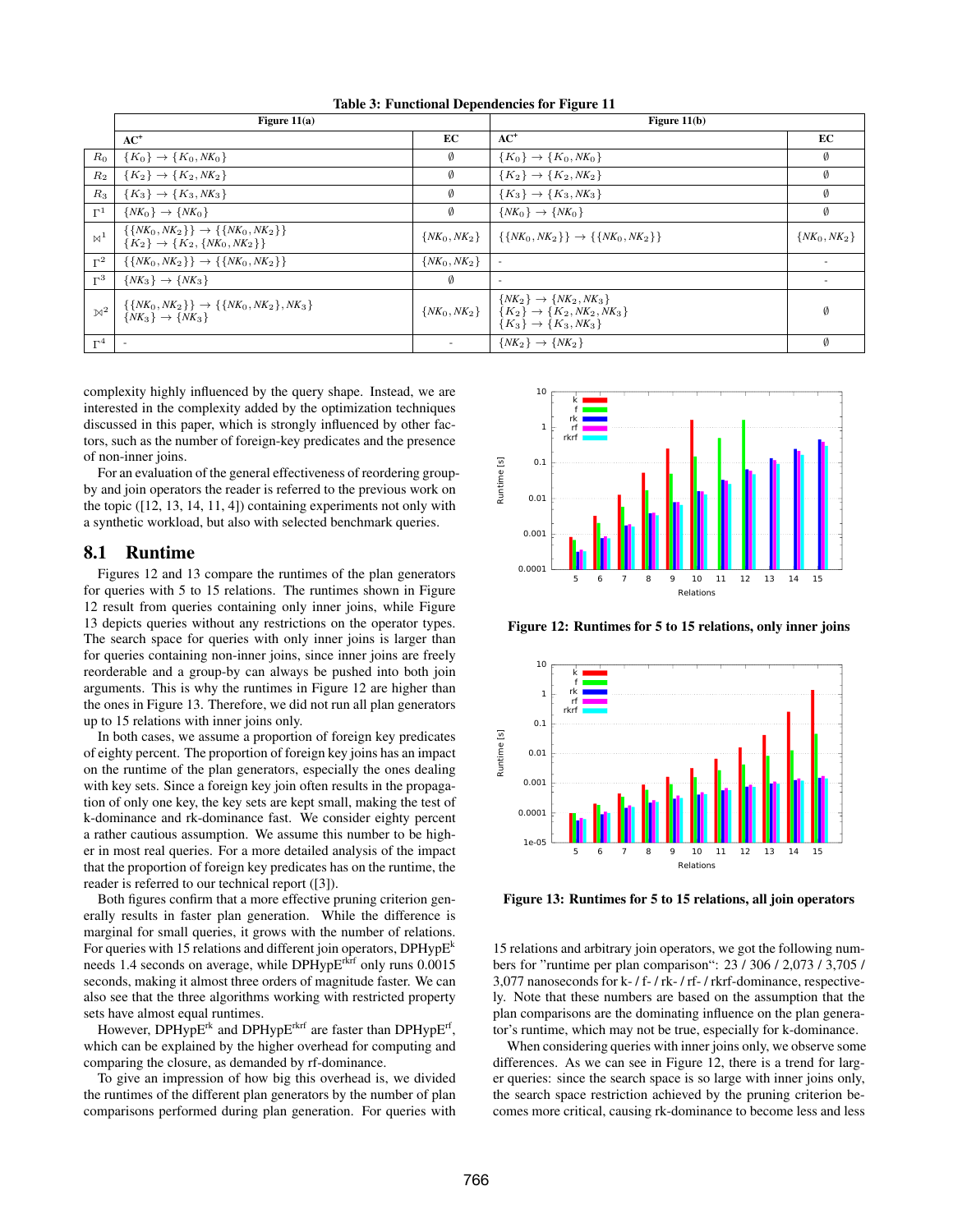**Table 3: Functional Dependencies for Figure 11**

| | Figure 11(a) | | Figure 11(b) | |
|---|---|---|---|---|
| | $AC^+$ | EC | $AC^+$ | EC |
| $R_0$ | $\{K_0\} \to \{K_0, NK_0\}$ | $\emptyset$ | $\{K_0\} \to \{K_0, NK_0\}$ | $\emptyset$ |
| $R_2$ | $\{K_2\} \to \{K_2, NK_2\}$ | $\emptyset$ | $\{K_2\} \to \{K_2, NK_2\}$ | $\emptyset$ |
| $R_3$ | $\{K_3\} \to \{K_3, NK_3\}$ | $\emptyset$ | $\{K_3\} \to \{K_3, NK_3\}$ | $\emptyset$ |
| $\Gamma^1$ | $\{NK_0\} \to \{NK_0\}$ | $\emptyset$ | $\{NK_0\} \to \{NK_0\}$ | $\emptyset$ |
| $\bowtie^1$ | $\{\{NK_0, NK_2\}\} \to \{\{NK_0, NK_2\}\}$ $\{K_2\} \to \{K_2, \{NK_0, NK_2\}\}$ | $\{NK_0, NK_2\}$ | $\{\{NK_0, NK_2\}\} \to \{\{NK_0, NK_2\}\}$ | $\{NK_0, NK_2\}$ |
| $\Gamma^2$ | $\{\{NK_0, NK_2\}\} \to \{\{NK_0, NK_2\}\}$ | $\{NK_0, NK_2\}$ | - | - |
| $\Gamma^3$ | $\{NK_3\} \to \{NK_3\}$ | $\emptyset$ | - | - |
| $⟕^2$ | $\{\{NK_0, NK_2\}\} \to \{\{NK_0, NK_2\}, NK_3\}$ $\{NK_3\} \to \{NK_3\}$ | $\{NK_0, NK_2\}$ | $\{NK_2\} \to \{NK_2, NK_3\}$ $\{K_2\} \to \{K_2, NK_2, NK_3\}$ $\{K_3\} \to \{K_3, NK_3\}$ | $\emptyset$ |
| $\Gamma^4$ | - | - | $\{NK_2\} \to \{NK_2\}$ | $\emptyset$ |

complexity highly influenced by the query shape. Instead, we are interested in the complexity added by the optimization techniques discussed in this paper, which is strongly influenced by other factors, such as the number of foreign-key predicates and the presence of non-inner joins.

For an evaluation of the general effectiveness of reordering group-by and join operators the reader is referred to the previous work on the topic ([12, 13, 14, 11, 4]) containing experiments not only with a synthetic workload, but also with selected benchmark queries.

## 8.1 Runtime

Figures 12 and 13 compare the runtimes of the plan generators for queries with 5 to 15 relations. The runtimes shown in Figure 12 result from queries containing only inner joins, while Figure 13 depicts queries without any restrictions on the operator types. The search space for queries with only inner joins is larger than for queries containing non-inner joins, since inner joins are freely reorderable and a group-by can always be pushed into both join arguments. This is why the runtimes in Figure 12 are higher than the ones in Figure 13. Therefore, we did not run all plan generators up to 15 relations with inner joins only.

In both cases, we assume a proportion of foreign key predicates of eighty percent. The proportion of foreign key joins has an impact on the runtime of the plan generators, especially the ones dealing with key sets. Since a foreign key join often results in the propagation of only one key, the key sets are kept small, making the test of k-dominance and rk-dominance fast. We consider eighty percent a rather cautious assumption. We assume this number to be higher in most real queries. For a more detailed analysis of the impact that the proportion of foreign key predicates has on the runtime, the reader is referred to our technical report ([3]).

Both figures confirm that a more effective pruning criterion generally results in faster plan generation. While the difference is marginal for small queries, it grows with the number of relations. For queries with 15 relations and different join operators, DPHypE[k] needs 1.4 seconds on average, while DPHypE[rkrf] only runs 0.0015 seconds, making it almost three orders of magnitude faster. We can also see that the three algorithms working with restricted property sets have almost equal runtimes.

However, DPHypE[rk] and DPHypE[rkrf] are faster than DPHypE[rf], which can be explained by the higher overhead for computing and comparing the closure, as demanded by rf-dominance.

To give an impression of how big this overhead is, we divided the runtimes of the different plan generators by the number of plan comparisons performed during plan generation. For queries with 15 relations and arbitrary join operators, we got the following numbers for "runtime per plan comparison": 23 / 306 / 2,073 / 3,705 / 3,077 nanoseconds for k- / f- / rk- / rf- / rkrf-dominance, respectively. Note that these numbers are based on the assumption that the plan comparisons are the dominating influence on the plan generator's runtime, which may not be true, especially for k-dominance.

When considering queries with inner joins only, we observe some differences. As we can see in Figure 12, there is a trend for larger queries: since the search space is so large with inner joins only, the search space restriction achieved by the pruning criterion becomes more critical, causing rk-dominance to become less and less

**Figure 12: Runtimes for 5 to 15 relations, only inner joins**

**Figure 13: Runtimes for 5 to 15 relations, all join operators**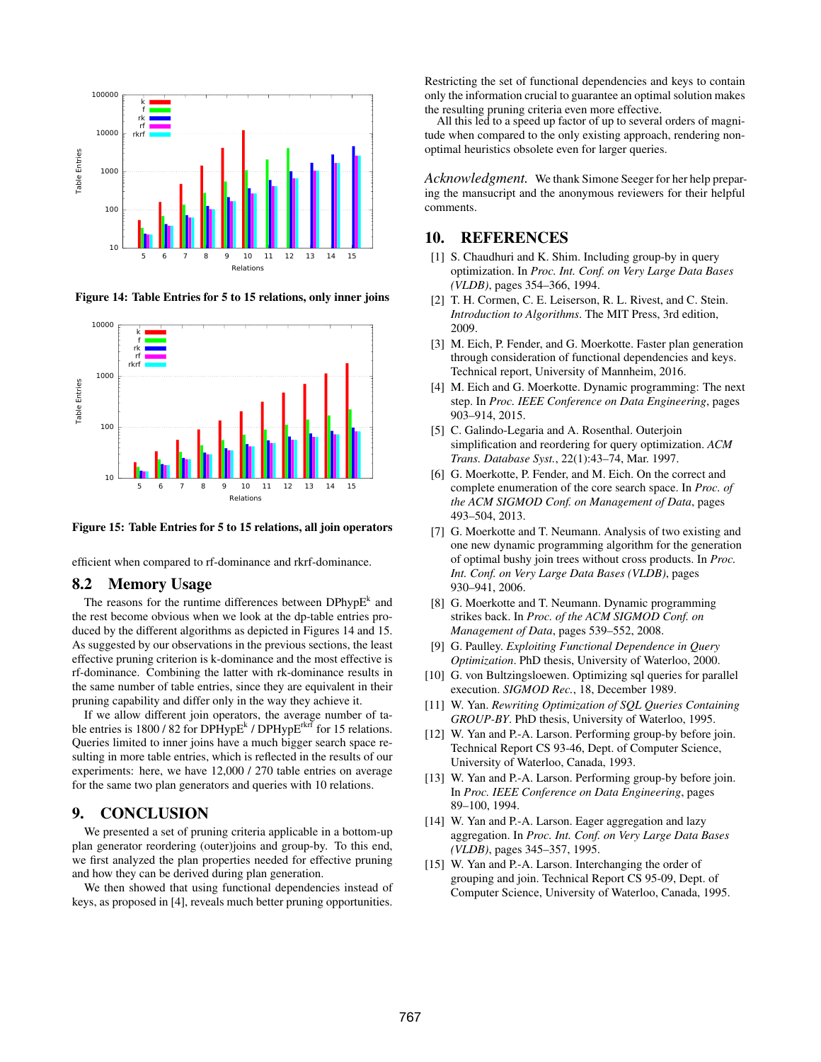100000
k
f
rk
rf
rkrf
10000
1000
100
10
Table Entries
5 6 7 8 9 10 11 12 13 14 15
Relations

**Figure 14: Table Entries for 5 to 15 relations, only inner joins**

10000
k
f
rk
rf
rkrf
1000
100
10
Table Entries
5 6 7 8 9 10 11 12 13 14 15
Relations

**Figure 15: Table Entries for 5 to 15 relations, all join operators**

efficient when compared to rf-dominance and rkrf-dominance.

## 8.2 Memory Usage

The reasons for the runtime differences between DPhypE$^k$ and the rest become obvious when we look at the dp-table entries produced by the different algorithms as depicted in Figures 14 and 15. As suggested by our observations in the previous sections, the least effective pruning criterion is k-dominance and the most effective is rf-dominance. Combining the latter with rk-dominance results in the same number of table entries, since they are equivalent in their pruning capability and differ only in the way they achieve it.

If we allow different join operators, the average number of table entries is 1800 / 82 for DPHypE$^k$ / DPHypE$^{rkrf}$ for 15 relations. Queries limited to inner joins have a much bigger search space resulting in more table entries, which is reflected in the results of our experiments: here, we have 12,000 / 270 table entries on average for the same two plan generators and queries with 10 relations.

# 9. CONCLUSION

We presented a set of pruning criteria applicable in a bottom-up plan generator reordering (outer)joins and group-by. To this end, we first analyzed the plan properties needed for effective pruning and how they can be derived during plan generation.

We then showed that using functional dependencies instead of keys, as proposed in [4], reveals much better pruning opportunities. Restricting the set of functional dependencies and keys to contain only the information crucial to guarantee an optimal solution makes the resulting pruning criteria even more effective.

All this led to a speed up factor of up to several orders of magnitude when compared to the only existing approach, rendering non-optimal heuristics obsolete even for larger queries.

*Acknowledgment.* We thank Simone Seeger for her help preparing the manuscript and the anonymous reviewers for their helpful comments.

# 10. REFERENCES

[1] S. Chaudhuri and K. Shim. Including group-by in query optimization. In *Proc. Int. Conf. on Very Large Data Bases (VLDB)*, pages 354–366, 1994.

[2] T. H. Cormen, C. E. Leiserson, R. L. Rivest, and C. Stein. *Introduction to Algorithms*. The MIT Press, 3rd edition, 2009.

[3] M. Eich, P. Fender, and G. Moerkotte. Faster plan generation through consideration of functional dependencies and keys. Technical report, University of Mannheim, 2016.

[4] M. Eich and G. Moerkotte. Dynamic programming: The next step. In *Proc. IEEE Conference on Data Engineering*, pages 903–914, 2015.

[5] C. Galindo-Legaria and A. Rosenthal. Outerjoin simplification and reordering for query optimization. *ACM Trans. Database Syst.*, 22(1):43–74, Mar. 1997.

[6] G. Moerkotte, P. Fender, and M. Eich. On the correct and complete enumeration of the core search space. In *Proc. of the ACM SIGMOD Conf. on Management of Data*, pages 493–504, 2013.

[7] G. Moerkotte and T. Neumann. Analysis of two existing and one new dynamic programming algorithm for the generation of optimal bushy join trees without cross products. In *Proc. Int. Conf. on Very Large Data Bases (VLDB)*, pages 930–941, 2006.

[8] G. Moerkotte and T. Neumann. Dynamic programming strikes back. In *Proc. of the ACM SIGMOD Conf. on Management of Data*, pages 539–552, 2008.

[9] G. Paulley. *Exploiting Functional Dependence in Query Optimization*. PhD thesis, University of Waterloo, 2000.

[10] G. von Bultzingsloewen. Optimizing sql queries for parallel execution. *SIGMOD Rec.*, 18, December 1989.

[11] W. Yan. *Rewriting Optimization of SQL Queries Containing GROUP-BY*. PhD thesis, University of Waterloo, 1995.

[12] W. Yan and P.-A. Larson. Performing group-by before join. Technical Report CS 93-46, Dept. of Computer Science, University of Waterloo, Canada, 1993.

[13] W. Yan and P.-A. Larson. Performing group-by before join. In *Proc. IEEE Conference on Data Engineering*, pages 89–100, 1994.

[14] W. Yan and P.-A. Larson. Eager aggregation and lazy aggregation. In *Proc. Int. Conf. on Very Large Data Bases (VLDB)*, pages 345–357, 1995.

[15] W. Yan and P.-A. Larson. Interchanging the order of grouping and join. Technical Report CS 95-09, Dept. of Computer Science, University of Waterloo, Canada, 1995.